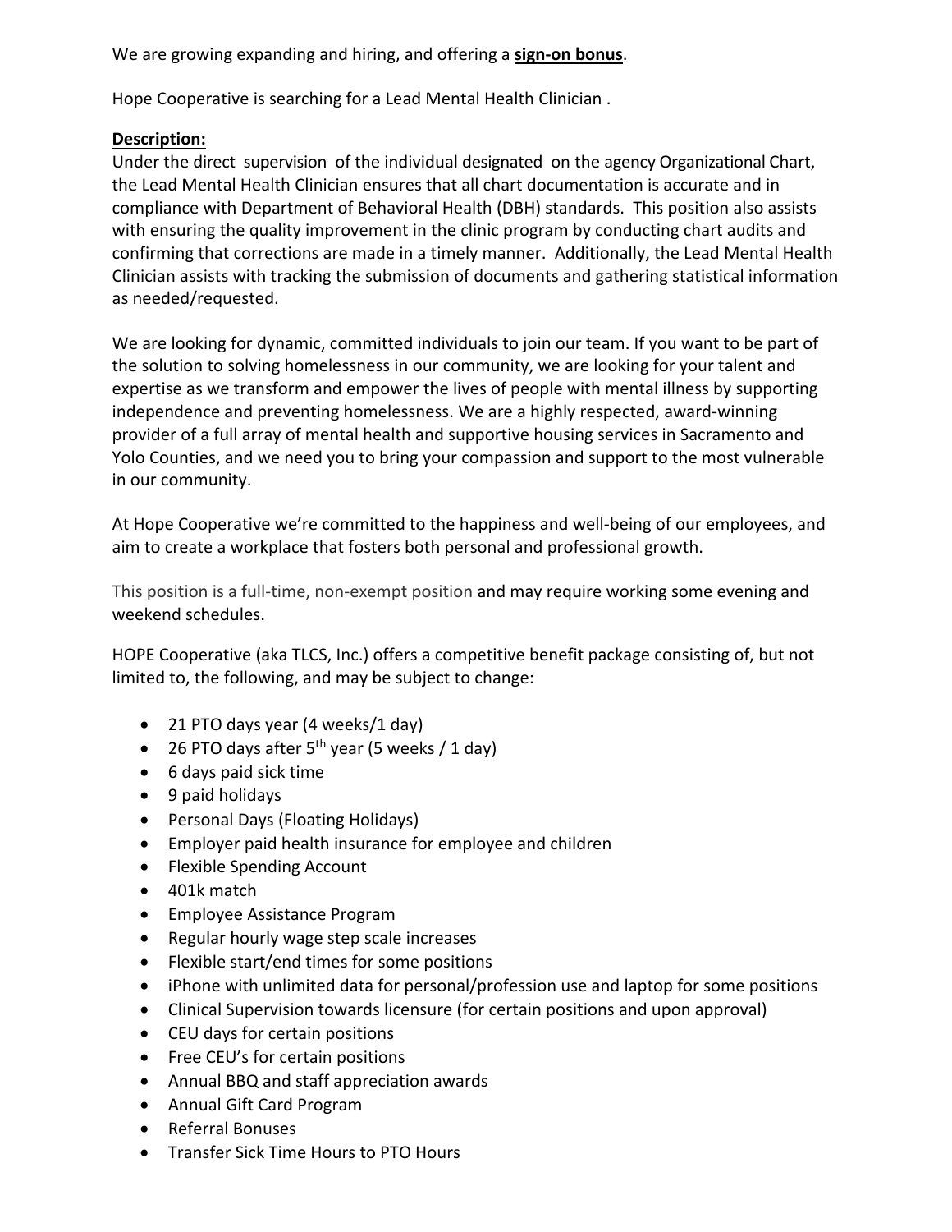We are growing expanding and hiring, and offering a **sign-on bonus**.

Hope Cooperative is searching for a Lead Mental Health Clinician .

**Description:**

Under the direct supervision of the individual designated on the agency Organizational Chart, the Lead Mental Health Clinician ensures that all chart documentation is accurate and in compliance with Department of Behavioral Health (DBH) standards. This position also assists with ensuring the quality improvement in the clinic program by conducting chart audits and confirming that corrections are made in a timely manner. Additionally, the Lead Mental Health Clinician assists with tracking the submission of documents and gathering statistical information as needed/requested.

We are looking for dynamic, committed individuals to join our team. If you want to be part of the solution to solving homelessness in our community, we are looking for your talent and expertise as we transform and empower the lives of people with mental illness by supporting independence and preventing homelessness. We are a highly respected, award-winning provider of a full array of mental health and supportive housing services in Sacramento and Yolo Counties, and we need you to bring your compassion and support to the most vulnerable in our community.

At Hope Cooperative we're committed to the happiness and well-being of our employees, and aim to create a workplace that fosters both personal and professional growth.

This position is a full-time, non-exempt position and may require working some evening and weekend schedules.

HOPE Cooperative (aka TLCS, Inc.) offers a competitive benefit package consisting of, but not limited to, the following, and may be subject to change:

- 21 PTO days year (4 weeks/1 day)
- 26 PTO days after 5th year (5 weeks / 1 day)
- 6 days paid sick time
- 9 paid holidays
- Personal Days (Floating Holidays)
- Employer paid health insurance for employee and children
- Flexible Spending Account
- 401k match
- Employee Assistance Program
- Regular hourly wage step scale increases
- Flexible start/end times for some positions
- iPhone with unlimited data for personal/profession use and laptop for some positions
- Clinical Supervision towards licensure (for certain positions and upon approval)
- CEU days for certain positions
- Free CEU's for certain positions
- Annual BBQ and staff appreciation awards
- Annual Gift Card Program
- Referral Bonuses
- Transfer Sick Time Hours to PTO Hours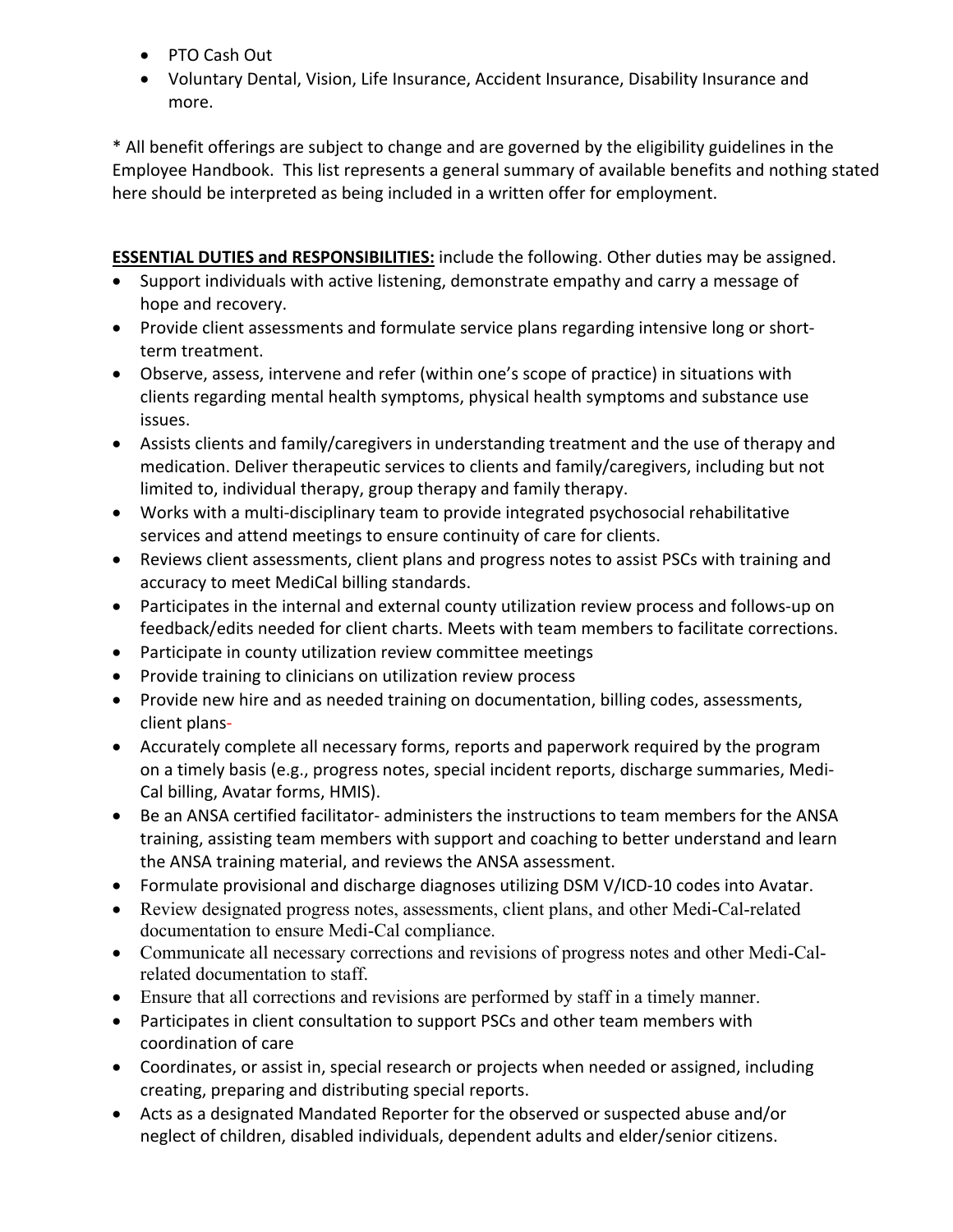- PTO Cash Out
- Voluntary Dental, Vision, Life Insurance, Accident Insurance, Disability Insurance and more.

* All benefit offerings are subject to change and are governed by the eligibility guidelines in the Employee Handbook. This list represents a general summary of available benefits and nothing stated here should be interpreted as being included in a written offer for employment.

**ESSENTIAL DUTIES and RESPONSIBILITIES:** include the following. Other duties may be assigned.

- Support individuals with active listening, demonstrate empathy and carry a message of hope and recovery.
- Provide client assessments and formulate service plans regarding intensive long or short-term treatment.
- Observe, assess, intervene and refer (within one's scope of practice) in situations with clients regarding mental health symptoms, physical health symptoms and substance use issues.
- Assists clients and family/caregivers in understanding treatment and the use of therapy and medication. Deliver therapeutic services to clients and family/caregivers, including but not limited to, individual therapy, group therapy and family therapy.
- Works with a multi-disciplinary team to provide integrated psychosocial rehabilitative services and attend meetings to ensure continuity of care for clients.
- Reviews client assessments, client plans and progress notes to assist PSCs with training and accuracy to meet MediCal billing standards.
- Participates in the internal and external county utilization review process and follows-up on feedback/edits needed for client charts. Meets with team members to facilitate corrections.
- Participate in county utilization review committee meetings
- Provide training to clinicians on utilization review process
- Provide new hire and as needed training on documentation, billing codes, assessments, client plans-
- Accurately complete all necessary forms, reports and paperwork required by the program on a timely basis (e.g., progress notes, special incident reports, discharge summaries, Medi-Cal billing, Avatar forms, HMIS).
- Be an ANSA certified facilitator- administers the instructions to team members for the ANSA training, assisting team members with support and coaching to better understand and learn the ANSA training material, and reviews the ANSA assessment.
- Formulate provisional and discharge diagnoses utilizing DSM V/ICD-10 codes into Avatar.
- Review designated progress notes, assessments, client plans, and other Medi-Cal-related documentation to ensure Medi-Cal compliance.
- Communicate all necessary corrections and revisions of progress notes and other Medi-Cal-related documentation to staff.
- Ensure that all corrections and revisions are performed by staff in a timely manner.
- Participates in client consultation to support PSCs and other team members with coordination of care
- Coordinates, or assist in, special research or projects when needed or assigned, including creating, preparing and distributing special reports.
- Acts as a designated Mandated Reporter for the observed or suspected abuse and/or neglect of children, disabled individuals, dependent adults and elder/senior citizens.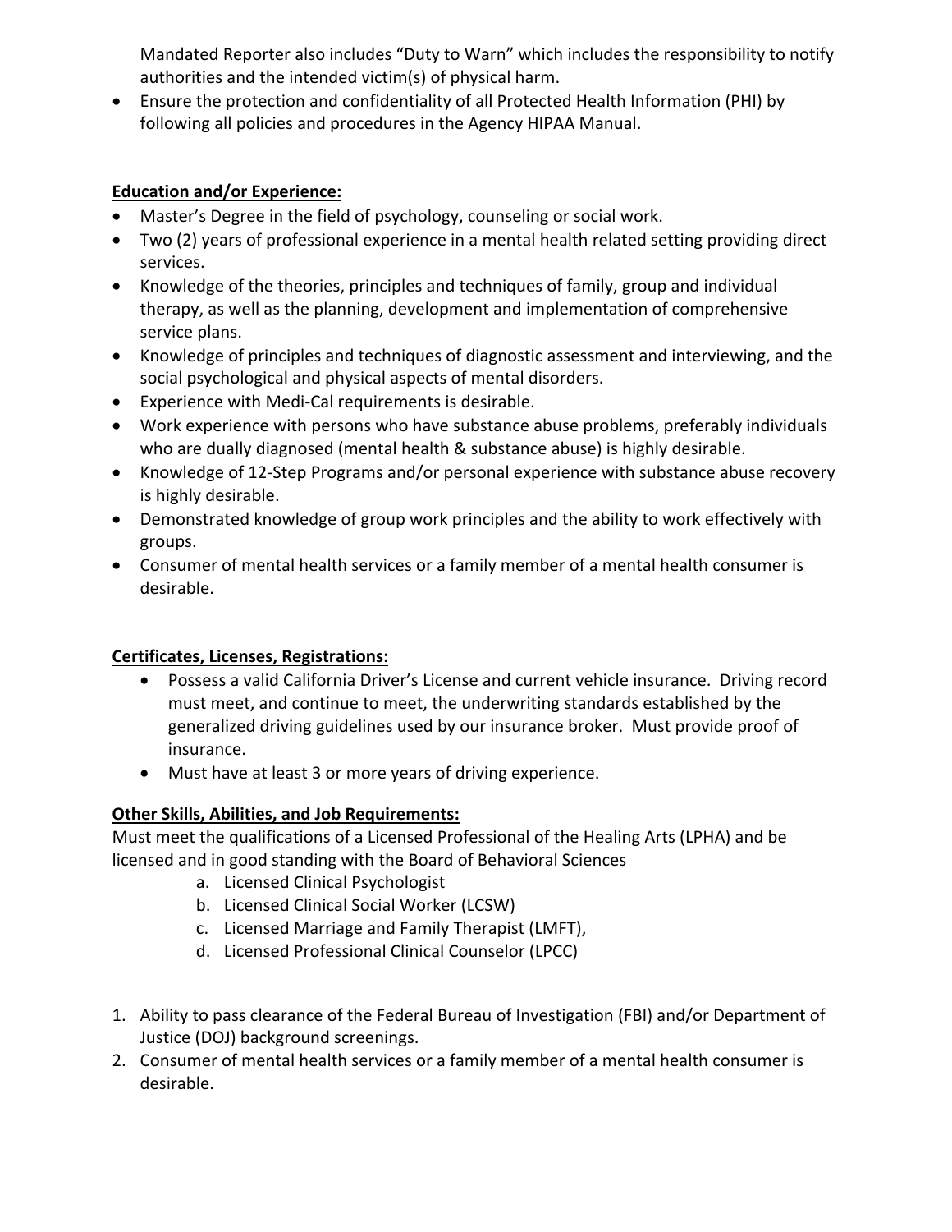Mandated Reporter also includes "Duty to Warn" which includes the responsibility to notify authorities and the intended victim(s) of physical harm.

- Ensure the protection and confidentiality of all Protected Health Information (PHI) by following all policies and procedures in the Agency HIPAA Manual.

**Education and/or Experience:**

- Master's Degree in the field of psychology, counseling or social work.
- Two (2) years of professional experience in a mental health related setting providing direct services.
- Knowledge of the theories, principles and techniques of family, group and individual therapy, as well as the planning, development and implementation of comprehensive service plans.
- Knowledge of principles and techniques of diagnostic assessment and interviewing, and the social psychological and physical aspects of mental disorders.
- Experience with Medi-Cal requirements is desirable.
- Work experience with persons who have substance abuse problems, preferably individuals who are dually diagnosed (mental health & substance abuse) is highly desirable.
- Knowledge of 12-Step Programs and/or personal experience with substance abuse recovery is highly desirable.
- Demonstrated knowledge of group work principles and the ability to work effectively with groups.
- Consumer of mental health services or a family member of a mental health consumer is desirable.

**Certificates, Licenses, Registrations:**

- Possess a valid California Driver's License and current vehicle insurance. Driving record must meet, and continue to meet, the underwriting standards established by the generalized driving guidelines used by our insurance broker. Must provide proof of insurance.
- Must have at least 3 or more years of driving experience.

**Other Skills, Abilities, and Job Requirements:**

Must meet the qualifications of a Licensed Professional of the Healing Arts (LPHA) and be licensed and in good standing with the Board of Behavioral Sciences

a. Licensed Clinical Psychologist
b. Licensed Clinical Social Worker (LCSW)
c. Licensed Marriage and Family Therapist (LMFT),
d. Licensed Professional Clinical Counselor (LPCC)

1. Ability to pass clearance of the Federal Bureau of Investigation (FBI) and/or Department of Justice (DOJ) background screenings.
2. Consumer of mental health services or a family member of a mental health consumer is desirable.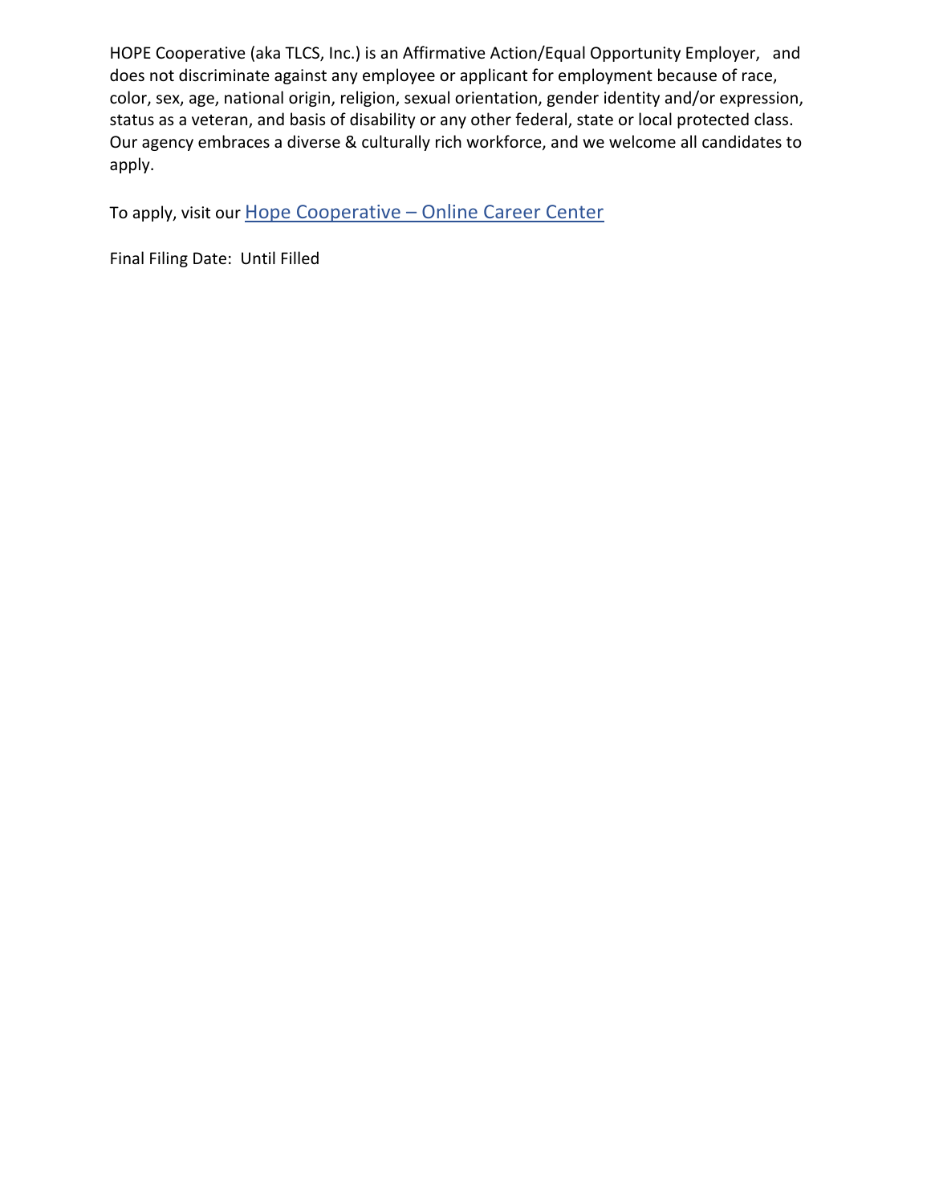HOPE Cooperative (aka TLCS, Inc.) is an Affirmative Action/Equal Opportunity Employer, and does not discriminate against any employee or applicant for employment because of race, color, sex, age, national origin, religion, sexual orientation, gender identity and/or expression, status as a veteran, and basis of disability or any other federal, state or local protected class. Our agency embraces a diverse & culturally rich workforce, and we welcome all candidates to apply.

To apply, visit our Hope Cooperative – Online Career Center

Final Filing Date: Until Filled